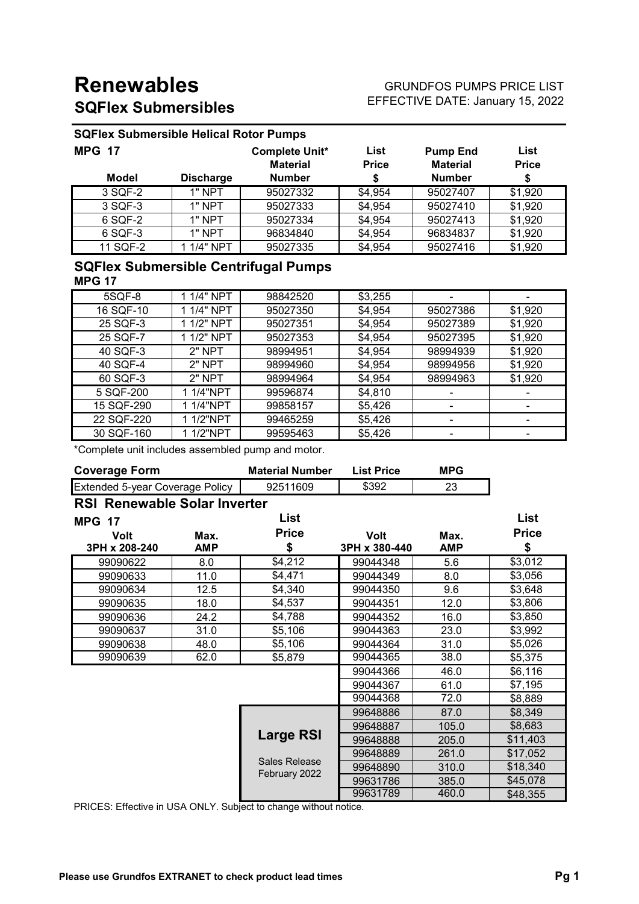# Renewables

## SQFlex Submersibles

GRUNDFOS PUMPS PRICE LIST
EFFECTIVE DATE: January 15, 2022

### SQFlex Submersible Helical Rotor Pumps

**MPG 17**

| Model | Discharge | Complete Unit* Material Number | List Price $ | Pump End Material Number | List Price $ |
|---|---|---|---|---|---|
| 3 SQF-2 | 1" NPT | 95027332 | $4,954 | 95027407 | $1,920 |
| 3 SQF-3 | 1" NPT | 95027333 | $4,954 | 95027410 | $1,920 |
| 6 SQF-2 | 1" NPT | 95027334 | $4,954 | 95027413 | $1,920 |
| 6 SQF-3 | 1" NPT | 96834840 | $4,954 | 96834837 | $1,920 |
| 11 SQF-2 | 1 1/4" NPT | 95027335 | $4,954 | 95027416 | $1,920 |

### SQFlex Submersible Centrifugal Pumps

**MPG 17**

| Model | Discharge | Complete Unit* Material Number | List Price $ | Pump End Material Number | List Price $ |
|---|---|---|---|---|---|
| 5SQF-8 | 1 1/4" NPT | 98842520 | $3,255 | - | - |
| 16 SQF-10 | 1 1/4" NPT | 95027350 | $4,954 | 95027386 | $1,920 |
| 25 SQF-3 | 1 1/2" NPT | 95027351 | $4,954 | 95027389 | $1,920 |
| 25 SQF-7 | 1 1/2" NPT | 95027353 | $4,954 | 95027395 | $1,920 |
| 40 SQF-3 | 2" NPT | 98994951 | $4,954 | 98994939 | $1,920 |
| 40 SQF-4 | 2" NPT | 98994960 | $4,954 | 98994956 | $1,920 |
| 60 SQF-3 | 2" NPT | 98994964 | $4,954 | 98994963 | $1,920 |
| 5 SQF-200 | 1 1/4"NPT | 99596874 | $4,810 | - | - |
| 15 SQF-290 | 1 1/4"NPT | 99858157 | $5,426 | - | - |
| 22 SQF-220 | 1 1/2"NPT | 99465259 | $5,426 | - | - |
| 30 SQF-160 | 1 1/2"NPT | 99595463 | $5,426 | - | - |

*Complete unit includes assembled pump and motor.

| Coverage Form | Material Number | List Price | MPG |
|---|---|---|---|
| Extended 5-year Coverage Policy | 92511609 | $392 | 23 |

### RSI Renewable Solar Inverter

**MPG 17**

| Volt 3PH x 208-240 | Max. AMP | List Price $ | Volt 3PH x 380-440 | Max. AMP | List Price $ |
|---|---|---|---|---|---|
| 99090622 | 8.0 | $4,212 | 99044348 | 5.6 | $3,012 |
| 99090633 | 11.0 | $4,471 | 99044349 | 8.0 | $3,056 |
| 99090634 | 12.5 | $4,340 | 99044350 | 9.6 | $3,648 |
| 99090635 | 18.0 | $4,537 | 99044351 | 12.0 | $3,806 |
| 99090636 | 24.2 | $4,788 | 99044352 | 16.0 | $3,850 |
| 99090637 | 31.0 | $5,106 | 99044363 | 23.0 | $3,992 |
| 99090638 | 48.0 | $5,106 | 99044364 | 31.0 | $5,026 |
| 99090639 | 62.0 | $5,879 | 99044365 | 38.0 | $5,375 |
| | | | 99044366 | 46.0 | $6,116 |
| | | | 99044367 | 61.0 | $7,195 |
| | | | 99044368 | 72.0 | $8,889 |
| | | **Large RSI** Sales Release February 2022 | 99648886 | 87.0 | $8,349 |
| | | | 99648887 | 105.0 | $8,683 |
| | | | 99648888 | 205.0 | $11,403 |
| | | | 99648889 | 261.0 | $17,052 |
| | | | 99648890 | 310.0 | $18,340 |
| | | | 99631786 | 385.0 | $45,078 |
| | | | 99631789 | 460.0 | $48,355 |

PRICES: Effective in USA ONLY. Subject to change without notice.

**Please use Grundfos EXTRANET to check product lead times**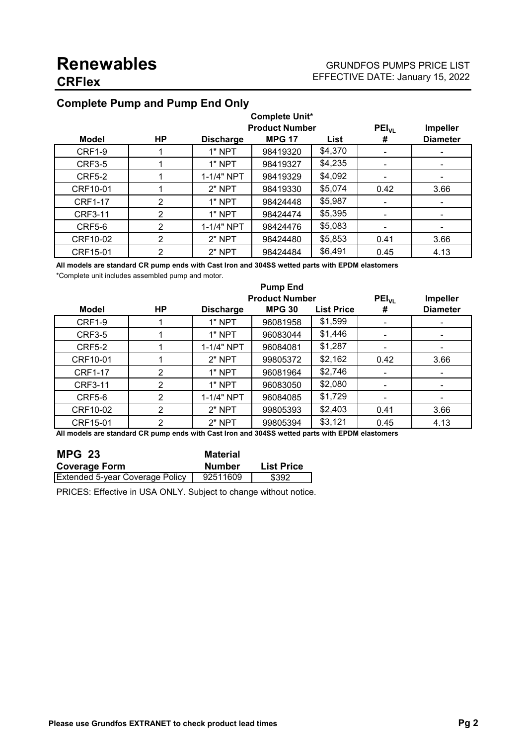# Renewables

## CRFlex

GRUNDFOS PUMPS PRICE LIST
EFFECTIVE DATE: January 15, 2022

### Complete Pump and Pump End Only

| Model | HP | Discharge | Complete Unit* Product Number MPG 17 | List | $PEI_{VL}$ # | Impeller Diameter |
|---|---|---|---|---|---|---|
| CRF1-9 | 1 | 1" NPT | 98419320 | $4,370 | - | - |
| CRF3-5 | 1 | 1" NPT | 98419327 | $4,235 | - | - |
| CRF5-2 | 1 | 1-1/4" NPT | 98419329 | $4,092 | - | - |
| CRF10-01 | 1 | 2" NPT | 98419330 | $5,074 | 0.42 | 3.66 |
| CRF1-17 | 2 | 1" NPT | 98424448 | $5,987 | - | - |
| CRF3-11 | 2 | 1" NPT | 98424474 | $5,395 | - | - |
| CRF5-6 | 2 | 1-1/4" NPT | 98424476 | $5,083 | - | - |
| CRF10-02 | 2 | 2" NPT | 98424480 | $5,853 | 0.41 | 3.66 |
| CRF15-01 | 2 | 2" NPT | 98424484 | $6,491 | 0.45 | 4.13 |

**All models are standard CR pump ends with Cast Iron and 304SS wetted parts with EPDM elastomers**

*Complete unit includes assembled pump and motor.

| Model | HP | Discharge | Pump End Product Number MPG 30 | List Price | $PEI_{VL}$ # | Impeller Diameter |
|---|---|---|---|---|---|---|
| CRF1-9 | 1 | 1" NPT | 96081958 | $1,599 | - | - |
| CRF3-5 | 1 | 1" NPT | 96083044 | $1,446 | - | - |
| CRF5-2 | 1 | 1-1/4" NPT | 96084081 | $1,287 | - | - |
| CRF10-01 | 1 | 2" NPT | 99805372 | $2,162 | 0.42 | 3.66 |
| CRF1-17 | 2 | 1" NPT | 96081964 | $2,746 | - | - |
| CRF3-11 | 2 | 1" NPT | 96083050 | $2,080 | - | - |
| CRF5-6 | 2 | 1-1/4" NPT | 96084085 | $1,729 | - | - |
| CRF10-02 | 2 | 2" NPT | 99805393 | $2,403 | 0.41 | 3.66 |
| CRF15-01 | 2 | 2" NPT | 99805394 | $3,121 | 0.45 | 4.13 |

**All models are standard CR pump ends with Cast Iron and 304SS wetted parts with EPDM elastomers**

| MPG 23 Coverage Form | Material Number | List Price |
|---|---|---|
| Extended 5-year Coverage Policy | 92511609 | $392 |

PRICES: Effective in USA ONLY. Subject to change without notice.

**Please use Grundfos EXTRANET to check product lead times**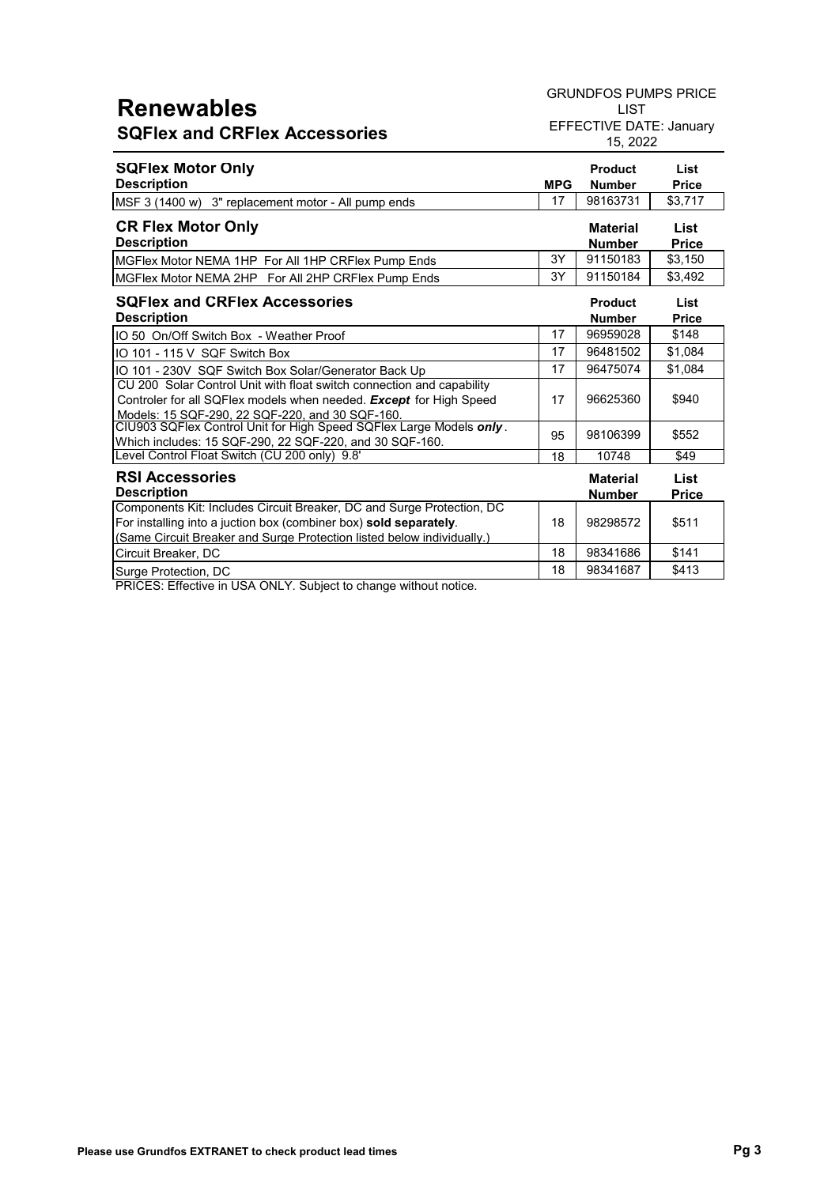# Renewables

## SQFlex and CRFlex Accessories

GRUNDFOS PUMPS PRICE LIST
EFFECTIVE DATE: January 15, 2022

### SQFlex Motor Only

| Description | MPG | Product Number | List Price |
|---|---|---|---|
| MSF 3 (1400 w) 3" replacement motor - All pump ends | 17 | 98163731 | $3,717 |

### CR Flex Motor Only

| Description | | Material Number | List Price |
|---|---|---|---|
| MGFlex Motor NEMA 1HP For All 1HP CRFlex Pump Ends | 3Y | 91150183 | $3,150 |
| MGFlex Motor NEMA 2HP For All 2HP CRFlex Pump Ends | 3Y | 91150184 | $3,492 |

### SQFlex and CRFlex Accessories

| Description | | Product Number | List Price |
|---|---|---|---|
| IO 50 On/Off Switch Box - Weather Proof | 17 | 96959028 | $148 |
| IO 101 - 115 V SQF Switch Box | 17 | 96481502 | $1,084 |
| IO 101 - 230V SQF Switch Box Solar/Generator Back Up | 17 | 96475074 | $1,084 |
| CU 200 Solar Control Unit with float switch connection and capability Controler for all SQFlex models when needed. ***Except*** for High Speed Models: 15 SQF-290, 22 SQF-220, and 30 SQF-160. | 17 | 96625360 | $940 |
| CIU903 SQFlex Control Unit for High Speed SQFlex Large Models ***only***. Which includes: 15 SQF-290, 22 SQF-220, and 30 SQF-160. | 95 | 98106399 | $552 |
| Level Control Float Switch (CU 200 only) 9.8' | 18 | 10748 | $49 |

### RSI Accessories

| Description | | Material Number | List Price |
|---|---|---|---|
| Components Kit: Includes Circuit Breaker, DC and Surge Protection, DC For installing into a juction box (combiner box) **sold separately**. (Same Circuit Breaker and Surge Protection listed below individually.) | 18 | 98298572 | $511 |
| Circuit Breaker, DC | 18 | 98341686 | $141 |
| Surge Protection, DC | 18 | 98341687 | $413 |

PRICES: Effective in USA ONLY. Subject to change without notice.

**Please use Grundfos EXTRANET to check product lead times**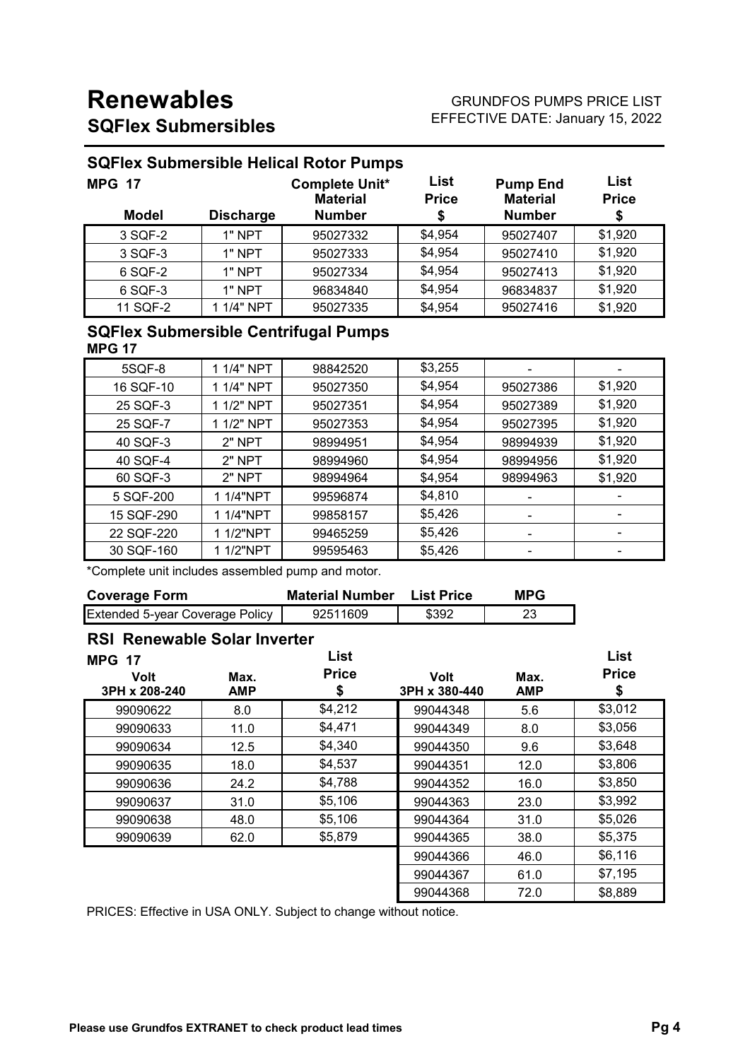# Renewables

## SQFlex Submersibles

GRUNDFOS PUMPS PRICE LIST
EFFECTIVE DATE: January 15, 2022

### SQFlex Submersible Helical Rotor Pumps

MPG 17

| Model | Discharge | Complete Unit* Material Number | List Price $ | Pump End Material Number | List Price $ |
|---|---|---|---|---|---|
| 3 SQF-2 | 1" NPT | 95027332 | $4,954 | 95027407 | $1,920 |
| 3 SQF-3 | 1" NPT | 95027333 | $4,954 | 95027410 | $1,920 |
| 6 SQF-2 | 1" NPT | 95027334 | $4,954 | 95027413 | $1,920 |
| 6 SQF-3 | 1" NPT | 96834840 | $4,954 | 96834837 | $1,920 |
| 11 SQF-2 | 1 1/4" NPT | 95027335 | $4,954 | 95027416 | $1,920 |

### SQFlex Submersible Centrifugal Pumps

MPG 17

| Model | Discharge | Complete Unit* Material Number | List Price $ | Pump End Material Number | List Price $ |
|---|---|---|---|---|---|
| 5SQF-8 | 1 1/4" NPT | 98842520 | $3,255 | - | - |
| 16 SQF-10 | 1 1/4" NPT | 95027350 | $4,954 | 95027386 | $1,920 |
| 25 SQF-3 | 1 1/2" NPT | 95027351 | $4,954 | 95027389 | $1,920 |
| 25 SQF-7 | 1 1/2" NPT | 95027353 | $4,954 | 95027395 | $1,920 |
| 40 SQF-3 | 2" NPT | 98994951 | $4,954 | 98994939 | $1,920 |
| 40 SQF-4 | 2" NPT | 98994960 | $4,954 | 98994956 | $1,920 |
| 60 SQF-3 | 2" NPT | 98994964 | $4,954 | 98994963 | $1,920 |
| 5 SQF-200 | 1 1/4"NPT | 99596874 | $4,810 | - | - |
| 15 SQF-290 | 1 1/4"NPT | 99858157 | $5,426 | - | - |
| 22 SQF-220 | 1 1/2"NPT | 99465259 | $5,426 | - | - |
| 30 SQF-160 | 1 1/2"NPT | 99595463 | $5,426 | - | - |

*Complete unit includes assembled pump and motor.

| Coverage Form | Material Number | List Price | MPG |
|---|---|---|---|
| Extended 5-year Coverage Policy | 92511609 | $392 | 23 |

### RSI Renewable Solar Inverter

MPG 17

| Volt 3PH x 208-240 | Max. AMP | List Price $ | Volt 3PH x 380-440 | Max. AMP | List Price $ |
|---|---|---|---|---|---|
| 99090622 | 8.0 | $4,212 | 99044348 | 5.6 | $3,012 |
| 99090633 | 11.0 | $4,471 | 99044349 | 8.0 | $3,056 |
| 99090634 | 12.5 | $4,340 | 99044350 | 9.6 | $3,648 |
| 99090635 | 18.0 | $4,537 | 99044351 | 12.0 | $3,806 |
| 99090636 | 24.2 | $4,788 | 99044352 | 16.0 | $3,850 |
| 99090637 | 31.0 | $5,106 | 99044363 | 23.0 | $3,992 |
| 99090638 | 48.0 | $5,106 | 99044364 | 31.0 | $5,026 |
| 99090639 | 62.0 | $5,879 | 99044365 | 38.0 | $5,375 |
| | | | 99044366 | 46.0 | $6,116 |
| | | | 99044367 | 61.0 | $7,195 |
| | | | 99044368 | 72.0 | $8,889 |

PRICES: Effective in USA ONLY. Subject to change without notice.

**Please use Grundfos EXTRANET to check product lead times**